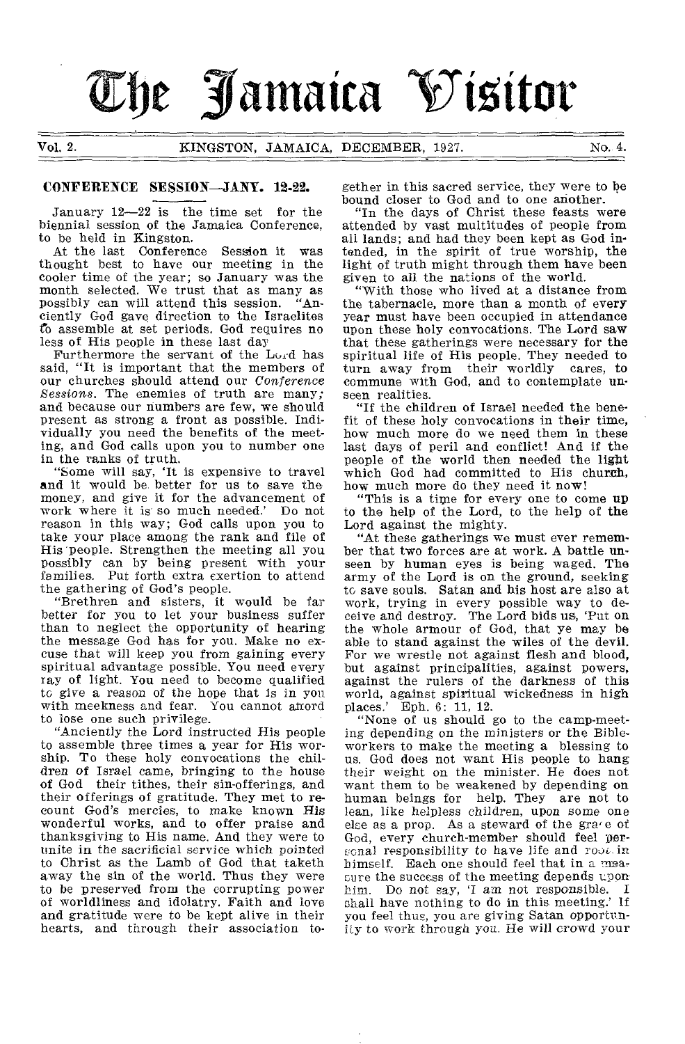# The Jamaica Visitor

Vol. 2. KINGSTON, JAMAICA, DECEMBER, 1927. No. 4.

## CONFERENCE SESSION—JANY. 12-22.

January 12—22 is the time set for the biennial session of the Jamaica Conference, to be held in Kingston.

At the last Conference Session it was thought best to have our meeting in the cooler time of the year; so January was the month selected. We trust that as many as possibly can will attend this session. "Anciently God gave direction to the Israelites to assemble at set periods. God requires no less of His people in these last day

Furthermore the servant of the Lord has said, "It is important that the members of our churches should attend our *Conference Sessions*. The enemies of truth are many; and because our numbers are few, we should present as strong a front as possible. Individually you need the benefits of the meeting, and God calls upon you to number one in the ranks of truth.

"Some will say, 'It is expensive to travel and it would be better for us to save the money, and give it for the advancement of work where it is so much needed.' Do not reason in this way; God calls upon you to take your place among the rank and file of His people. Strengthen the meeting all you possibly can by being present with your families. Put forth extra exertion to attend the gathering of God's people.

"Brethren and sisters, it would be far better for you to let your business suffer than to neglect the opportunity of hearing the message God has for you. Make no excuse that will keep you from gaining every spiritual advantage possible. You need every ray of light. You need to become qualified to give a reason of the hope that is in you with meekness and fear. You cannot afford to lose one such privilege.

"Anciently the Lord instructed His people to assemble three times a year for His worship. To these holy convocations the children of Israel came, bringing to the house of God their tithes, their sin-offerings, and their offerings of gratitude. They met to recount God's mercies, to make known His wonderful works, and to offer praise and thanksgiving to His name. And they were to unite in the sacrificial service which pointed to Christ as the Lamb of God that taketh away the sin of the world. Thus they were to be preserved from the corrupting power of worldliness and idolatry. Faith and love and gratitude were to be kept alive in their hearts, and through their association together in this sacred service, they were to be bound closer to God and to one another.

"In the days of Christ these feasts were attended by vast multitudes of people from all lands; and had they been kept as God intended, in the spirit of true worship, the light of truth might through them have been given to all the nations of the world.

"With those who lived at a distance from the tabernacle, more than a month of every year must have been occupied in attendance upon these holy convocations. The Lord saw that these gatherings were necessary for the spiritual life of His people. They needed to turn away from their worldly cares, to commune with God, and to contemplate unseen realities.

"If the children of Israel needed the benefit of these holy convocations in their time, how much more do we need them in these last days of peril and conflict! And if the people of the world then needed the light which God had committed to His church, how much more do they need it now!

"This is a time for every one to come up to the help of the Lord, to the help of the Lord against the mighty.

"At these gatherings we must ever remember that two forces are at work. A battle unseen by human eyes is being waged. The army of the Lord is on the ground, seeking to save souls. Satan and his host are also at work, trying in every possible way to deceive and destroy. The Lord bids us, 'Put on the whole armour of God, that ye may be able to stand against the wiles of the devil. For we wrestle not against flesh and blood, but against principalities, against powers, against the rulers of the darkness of this world, against spiritual wickedness in high places.' Eph. 6: 11, 12.

"None of us should go to the camp-meeting depending on the ministers or the Bible-workers to make the meeting a blessing to us. God does not want His people to hang their weight on the minister. He does not want them to be weakened by depending on human beings for help. They are not to lean, like helpless children, upon some one else as a prop. As a steward of the grace of God, every church-member should feel personal responsibility to have life and root in himself. Each one should feel that in a measure the success of the meeting depends upon him. Do not say, 'I am not responsible. I shall have nothing to do in this meeting.' If you feel thus, you are giving Satan opportunity to work through you. He will crowd your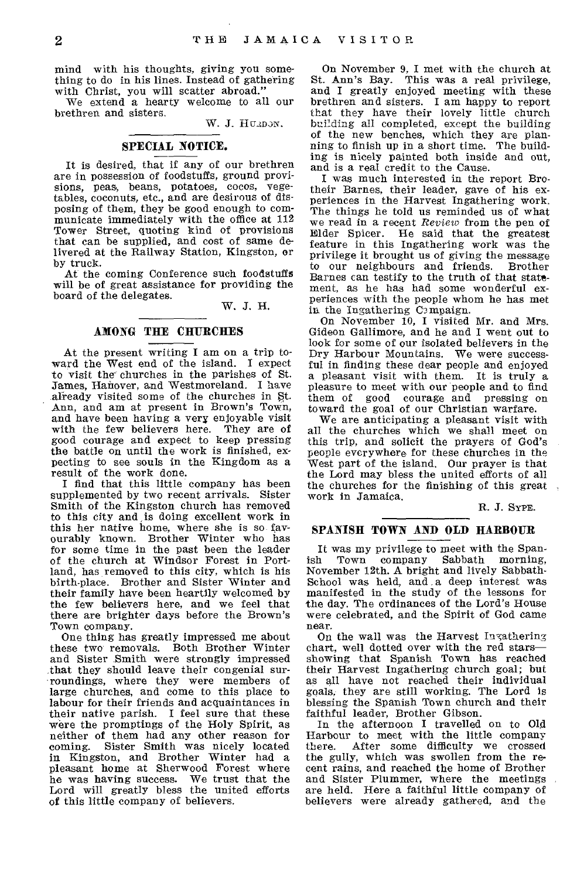mind with his thoughts, giving you something to do in his lines. Instead of gathering with Christ, you will scatter abroad."

We extend a hearty welcome to all our brethren and sisters.

W. J. HURDON.

## SPECIAL NOTICE.

It is desired, that if any of our brethren are in possession of foodstuffs, ground provisions, peas, beans, potatoes, cocos, vegetables, coconuts, etc., and are desirous of disposing of them, they be good enough to communicate immediately with the office at 112 Tower Street, quoting kind of provisions that can be supplied, and cost of same delivered at the Railway Station, Kingston, or by truck.

At the coming Conference such foodstuffs will be of great assistance for providing the board of the delegates.

W. J. H.

## AMONG THE CHURCHES

At the present writing I am on a trip toward the West end of the island. I expect to visit the churches in the parishes of St. James, Hanover, and Westmoreland. I have already visited some of the churches in St. Ann, and am at present in Brown's Town, and have been having a very enjoyable visit with the few believers here. They are of good courage and expect to keep pressing the battle on until the work is finished, expecting to see souls in the Kingdom as a result of the work done.

I find that this little company has been supplemented by two recent arrivals. Sister Smith of the Kingston church has removed to this city and is doing excellent work in this her native home, where she is so favourably known. Brother Winter who has for some time in the past been the leader of the church at Windsor Forest in Portland, has removed to this city, which is his birth-place. Brother and Sister Winter and their family have been heartily welcomed by the few believers here, and we feel that there are brighter days before the Brown's Town company.

One thing has greatly impressed me about these two removals. Both Brother Winter and Sister Smith were strongly impressed that they should leave their congenial surroundings, where they were members of large churches, and come to this place to labour for their friends and acquaintances in their native parish. I feel sure that these were the promptings of the Holy Spirit, as neither of them had any other reason for coming. Sister Smith was nicely located in Kingston, and Brother Winter had a pleasant home at Sherwood Forest where he was having success. We trust that the Lord will greatly bless the united efforts of this little company of believers.

On November 9, I met with the church at St. Ann's Bay. This was a real privilege, and I greatly enjoyed meeting with these brethren and sisters. I am happy to report that they have their lovely little church building all completed, except the building of the new benches, which they are planning to finish up in a short time. The building is nicely painted both inside and out, and is a real credit to the Cause.

I was much interested in the report Brotheir Barnes, their leader, gave of his experiences in the Harvest Ingathering work. The things he told us reminded us of what we read in a recent *Review* from the pen of Elder Spicer. He said that the greatest feature in this Ingathering work was the privilege it brought us of giving the message to our neighbours and friends. Brother Barnes can testify to the truth of that statement, as he has had some wonderful experiences with the people whom he has met in the Ingathering Campaign.

On November 10, I visited Mr. and Mrs. Gideon Gallimore, and he and I went out to look for some of our isolated believers in the Dry Harbour Mountains. We were successful in finding these dear people and enjoyed a pleasant visit with them. It is truly a pleasure to meet with our people and to find them of good courage and pressing on toward the goal of our Christian warfare.

We are anticipating a pleasant visit with all the churches which we shall meet on this trip, and solicit the prayers of God's people everywhere for these churches in the West part of the island. Our prayer is that the Lord may bless the united efforts of all the churches for the finishing of this great work in Jamaica.

R. J. SYPE.

## SPANISH TOWN AND OLD HARBOUR

It was my privilege to meet with the Spanish Town company Sabbath morning, November 12th. A bright and lively Sabbath-School was held, and a deep interest was manifested in the study of the lessons for the day. The ordinances of the Lord's House were celebrated, and the Spirit of God came near.

On the wall was the Harvest Ingathering chart, well dotted over with the red stars—showing that Spanish Town has reached their Harvest Ingathering church goal; but as all have not reached their individual goals, they are still working. The Lord is blessing the Spanish Town church and their faithful leader, Brother Gibson.

In the afternoon I travelled on to Old Harbour to meet with the little company there. After some difficulty we crossed the gully, which was swollen from the recent rains, and reached the home of Brother and Sister Plummer, where the meetings are held. Here a faithful little company of believers were already gathered, and the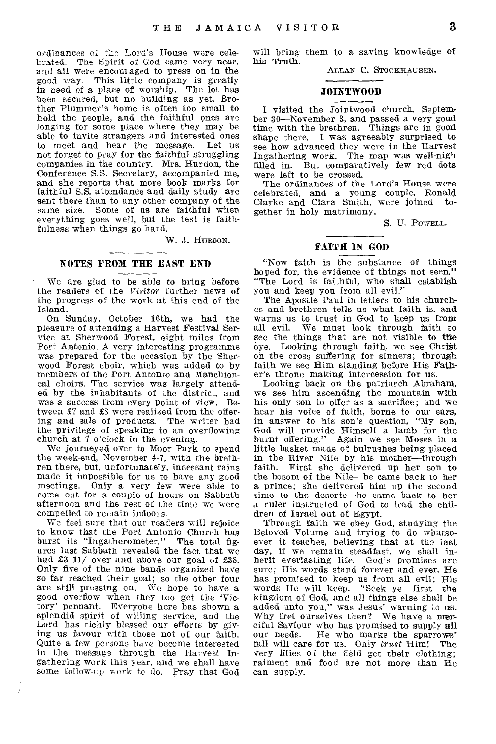ordinances of the Lord's House were celebrated. The Spirit of God came very near, and all were encouraged to press on in the good way. This little company is greatly in need of a place of worship. The lot has been secured, but no building as yet. Brother Plummer's home is often too small to hold the people, and the faithful ones are longing for some place where they may be able to invite strangers and interested ones to meet and hear the message. Let us not forget to pray for the faithful struggling companies in the country. Mrs. Hurdon, the Conference S.S. Secretary, accompanied me, and she reports that more book marks for faithful S.S. attendance and daily study are sent there than to any other company of the same size. Some of us are faithful when everything goes well, but the test is faithfulness when things go hard.

W. J. HURDON.

## NOTES FROM THE EAST END

We are glad to be able to bring before the readers of the *Visitor* further news of the progress of the work at this end of the Island.

On Sunday, October 16th, we had the pleasure of attending a Harvest Festival Service at Sherwood Forest, eight miles from Port Antonio. A very interesting programme was prepared for the occasion by the Sherwood Forest choir, which was added to by members of the Port Antonio and Manchioneal choirs. The service was largely attended by the inhabitants of the district, and was a success from every point of view. Between £7 and £8 were realized from the offering and sale of products. The writer had the privilege of speaking to an overflowing church at 7 o'clock in the evening.

We journeyed over to Moor Park to spend the week-end, November 4-7, with the brethren there, but, unfortunately, incessant rains made it impossible for us to have any good meetings. Only a very few were able to come out for a couple of hours on Sabbath afternoon and the rest of the time we were compelled to remain indoors.

We feel sure that our readers will rejoice to know that the Port Antonio Church has burst its "Ingatherometer." The total figures last Sabbath revealed the fact that we had £3 11/ over and above our goal of £38. Only five of the nine bands organized have so far reached their goal; so the other four are still pressing on. We hope to have a good overflow when they too get the 'Victory' pennant. Everyone here has shown a splendid spirit of willing service, and the Lord has richly blessed our efforts by giving us favour with those not of our faith. Quite a few persons have become interested in the message through the Harvest Ingathering work this year, and we shall have some follow-up work to do. Pray that God will bring them to a saving knowledge of his Truth.

ALLAN C. STOCKHAUSEN.

## JOINTWOOD

I visited the Jointwood church, September 30—November 3, and passed a very good time with the brethren. Things are in good shape there. I was agreeably surprised to see how advanced they were in the Harvest Ingathering work. The map was well-nigh filled in. But comparatively few red dots were left to be crossed.

The ordinances of the Lord's House were celebrated, and a young couple, Ronald Clarke and Clara Smith, were joined together in holy matrimony.

S. U. POWELL.

## FAITH IN GOD

"Now faith is the substance of things hoped for, the evidence of things not seen." "The Lord is faithful, who shall establish you and keep you from all evil."

The Apostle Paul in letters to his churches and brethren tells us what faith is, and warns us to trust in God to keep us from all evil. We must look through faith to see the things that are not visible to the eye. Looking through faith, we see Christ on the cross suffering for sinners; through faith we see Him standing before His Father's throne making intercession for us.

Looking back on the patriarch Abraham, we see him ascending the mountain with his only son to offer as a sacrifice; and we hear his voice of faith, borne to our ears, in answer to his son's question, "My son, God will provide Himself a lamb for the burnt offering." Again we see Moses in a little basket made of bulrushes being placed in the River Nile by his mother—through faith. First she delivered up her son to the bosom of the Nile—he came back to her a prince; she delivered him up the second time to the deserts—he came back to her a ruler instructed of God to lead the children of Israel out of Egypt.

Through faith we obey God, studying the Beloved Volume and trying to do whatsoever it teaches, believing that at the last day, if we remain steadfast, we shall inherit everlasting life. God's promises are sure; His words stand forever and ever. He has promised to keep us from all evil; His words He will keep. "Seek ye first the kingdom of God, and all things else shall be added unto you," was Jesus' warning to us. Why fret ourselves then? We have a merciful Saviour who has promised to supply all our needs. He who marks the sparrows' fall will care for us. Only *trust* Him! The very lilies of the field get their clothing; raiment and food are not more than He can supply.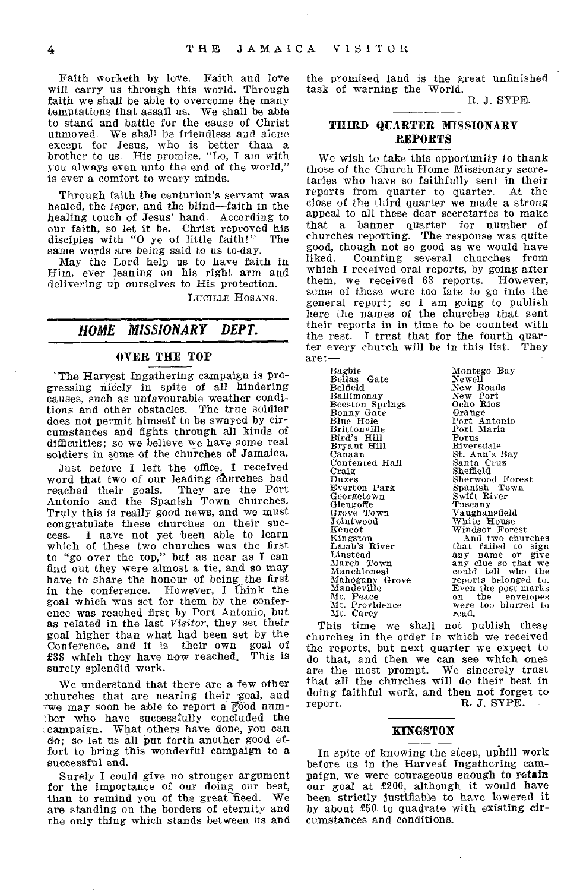Faith worketh by love. Faith and love will carry us through this world. Through faith we shall be able to overcome the many temptations that assail us. We shall be able to stand and battle for the cause of Christ unmoved. We shall be friendless and alone except for Jesus, who is better than a brother to us. His promise, "Lo, I am with you always even unto the end of the world," is ever a comfort to weary minds.

Through faith the centurion's servant was healed, the leper, and the blind—faith in the healing touch of Jesus' hand. According to our faith, so let it be. Christ reproved his disciples with "O ye of little faith!" The same words are being said to us to-day.

May the Lord help us to have faith in Him, ever leaning on his right arm and delivering up ourselves to His protection.

LUCILLE HOSANG.

## *HOME MISSIONARY DEPT.*

### OVER THE TOP

The Harvest Ingathering campaign is progressing nicely in spite of all hindering causes, such as unfavourable weather conditions and other obstacles. The true soldier does not permit himself to be swayed by circumstances and fights through all kinds of difficulties; so we believe we have some real soldiers in some of the churches of Jamaica.

Just before I left the office, I received word that two of our leading churches had reached their goals. They are the Port Antonio and the Spanish Town churches. Truly this is really good news, and we must congratulate these churches on their success. I have not yet been able to learn which of these two churches was the first to "go over the top," but as near as I can find out they were almost a tie, and so may have to share the honour of being the first in the conference. However, I think the goal which was set for them by the conference was reached first by Port Antonio, but as related in the last *Visitor*, they set their goal higher than what had been set by the Conference, and it is their own goal of £38 which they have now reached. This is surely splendid work.

We understand that there are a few other churches that are nearing their goal, and we may soon be able to report a good number who have successfully concluded the campaign. What others have done, you can do; so let us all put forth another good effort to bring this wonderful campaign to a successful end.

Surely I could give no stronger argument for the importance of our doing our best, than to remind you of the great need. We are standing on the borders of eternity and the only thing which stands between us and the promised land is the great unfinished task of warning the World.

R. J. SYPE.

### THIRD QUARTER MISSIONARY REPORTS

We wish to take this opportunity to thank those of the Church Home Missionary secretaries who have so faithfully sent in their reports from quarter to quarter. At the close of the third quarter we made a strong appeal to all these dear secretaries to make that a banner quarter for number of churches reporting. The response was quite good, though not so good as we would have liked. Counting several churches from which I received oral reports, by going after them, we received 63 reports. However, some of these were too late to go into the general report; so I am going to publish here the names of the churches that sent their reports in in time to be counted with the rest. I trust that for the fourth quarter every church will be in this list. They are:—

Bagbie
Bellas Gate
Belfield
Ballimonay
Beeston Springs
Bonny Gate
Blue Hole
Brittonville
Bird's Hill
Bryant Hill
Canaan
Contented Hall
Craig
Duxes
Everton Park
Georgetown
Glengoffe
Grove Town
Jointwood
Kencot
Kingston
Lamb's River
Linstead
March Town
Manchioneal
Mahogany Grove
Mandeville
Mt. Peace
Mt. Providence
Mt. Carey
Montego Bay
Newell
New Roads
New Port
Ocho Rios
Orange
Port Antonio
Port Maria
Porus
Riversdale
St. Ann's Bay
Santa Cruz
Sheffield
Sherwood Forest
Spanish Town
Swift River
Tuscany
Vaughansfield
White House
Windsor Forest

And two churches that failed to sign any name or give any clue so that we could tell who the reports belonged to. Even the post marks on the envelopes were too blurred to read.

This time we shall not publish these churches in the order in which we received the reports, but next quarter we expect to do that, and then we can see which ones are the most prompt. We sincerely trust that all the churches will do their best in doing faithful work, and then not forget to report.

R. J. SYPE.

### KINGSTON

In spite of knowing the steep, uphill work before us in the Harvest Ingathering campaign, we were courageous enough to retain our goal at £200, although it would have been strictly justifiable to have lowered it by about £50. to quadrate with existing circumstances and conditions.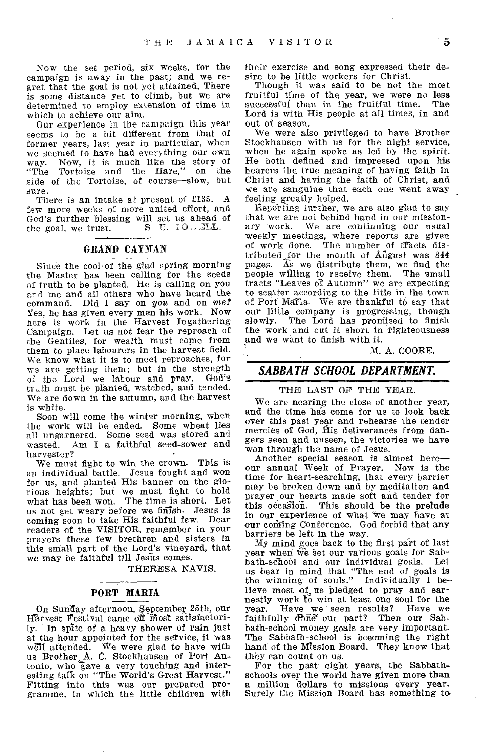Now the set period, six weeks, for the campaign is away in the past; and we regret that the goal is not yet attained. There is some distance yet to climb, but we are determined to employ extension of time in which to achieve our aim.

Our experience in the campaign this year seems to be a bit different from that of former years, last year in particular, when we seemed to have had everything our own way. Now, it is much like the story of "The Tortoise and the Hare," on the side of the Tortoise, of course—slow, but sure.

There is an intake at present of £135. A few more weeks of more united effort, and God's further blessing will set us ahead of the goal, we trust. S. U. IO..ELL.

## GRAND CAYMAN

Since the cool of the glad spring morning the Master has been calling for the seeds of truth to be planted. He is calling on you and me and all others who have heard the command. Did I say on *you* and on *me*? Yes, he has given every man his work. Now here is work in the Harvest Ingathering Campaign. Let us not fear the reproach of the Gentiles, for wealth must come from them to place labourers in the harvest field. We know what it is to meet reproaches, for we are getting them; but in the strength of the Lord we labour and pray. God's truth must be planted, watched, and tended. We are down in the autumn, and the harvest is white.

Soon will come the winter morning, when the work will be ended. Some wheat lies all ungarnered. Some seed was stored and wasted. Am I a faithful seed-sower and harvester?

We must fight to win the crown. This is an individual battle. Jesus fought and won for us, and planted His banner on the glorious heights; but we must fight to hold what has been won. The time is short. Let us not get weary before we finish. Jesus is coming soon to take His faithful few. Dear readers of the VISITOR, remember in your prayers these few brethren and sisters in this small part of the Lord's vineyard, that we may be faithful till Jesus comes.

THERESA NAVIS.

## PORT MARIA

On Sunday afternoon, September 25th, our Harvest Festival came off most satisfactorily. In spite of a heavy shower of rain just at the hour appointed for the service, it was well attended. We were glad to have with us Brother A. C. Stockhausen of Port Antonio, who gave a very touching and interesting talk on "The World's Great Harvest." Fitting into this was our prepared programme, in which the little children with their exercise and song expressed their desire to be little workers for Christ.

Though it was said to be not the most fruitful time of the year, we were no less successful than in the fruitful time. The Lord is with His people at all times, in and out of season.

We were also privileged to have Brother Stockhausen with us for the night service, when he again spoke as led by the spirit. He both defined and impressed upon his hearers the true meaning of having faith in Christ and having the faith of Christ, and we are sanguine that each one went away feeling greatly helped.

Reporting further, we are also glad to say that we are not behind hand in our missionary work. We are continuing our usual weekly meetings, where reports are given of work done. The number of tracts distributed for the month of August was 844 pages. As we distribute them, we find the people willing to receive them. The small tracts "Leaves of Autumn" we are expecting to scatter according to the title in the town of Port Maria. We are thankful to say that our little company is progressing, though slowly. The Lord has promised to finish the work and cut it short in righteousness and we want to finish with it.

M. A. COORE.

## *SABBATH SCHOOL DEPARTMENT.*

### THE LAST OF THE YEAR.

We are nearing the close of another year, and the time has come for us to look back over this past year and rehearse the tender mercies of God, His deliverances from dangers seen and unseen, the victories we have won through the name of Jesus.

Another special season is almost here—our annual Week of Prayer. Now is the time for heart-searching, that every barrier may be broken down and by meditation and prayer our hearts made soft and tender for this occasion. This should be the prelude in our experience of what we may have at our coming Conference. God forbid that any barriers be left in the way.

My mind goes back to the first part of last year when we set our various goals for Sabbath-school and our individual goals. Let us bear in mind that "The end of goals is the winning of souls." Individually I believe most of us pledged to pray and earnestly work to win at least one soul for the year. Have we seen results? Have we faithfully done our part? Then our Sabbath-school money goals are very important. The Sabbath-school is bceoming the right hand of the Mission Board. They know that they can count on us.

For the past eight years, the Sabbath-schools over the world have given more than a million dollars to missions every year. Surely the Mission Board has something to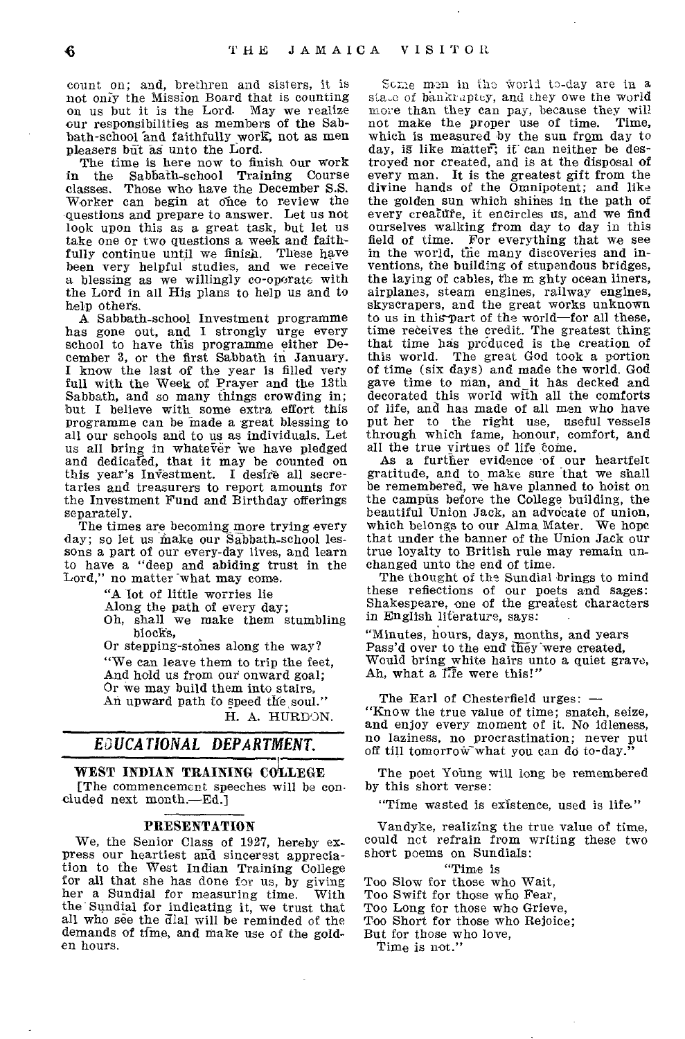count on; and, brethren and sisters, it is not only the Mission Board that is counting on us but it is the Lord. May we realize our responsibilities as members of the Sabbath-school and faithfully work, not as men pleasers but as unto the Lord.

The time is here now to finish our work in the Sabbath-school Training Course classes. Those who have the December S.S. Worker can begin at once to review the questions and prepare to answer. Let us not look upon this as a great task, but let us take one or two questions a week and faithfully continue until we finish. These have been very helpful studies, and we receive a blessing as we willingly co-operate with the Lord in all His plans to help us and to help others.

A Sabbath-school Investment programme has gone out, and I strongly urge every school to have this programme either December 3, or the first Sabbath in January. I know the last of the year is filled very full with the Week of Prayer and the 13th Sabbath, and so many things crowding in; but I believe with some extra effort this programme can be made a great blessing to all our schools and to us as individuals. Let us all bring in whatever we have pledged and dedicated, that it may be counted on this year's Investment. I desire all secretaries and treasurers to report amounts for the Investment Fund and Birthday offerings separately.

The times are becoming more trying every day; so let us make our Sabbath-school lessons a part of our every-day lives, and learn to have a "deep and abiding trust in the Lord," no matter what may come.

> "A lot of little worries lie
> Along the path of every day;
> Oh, shall we make them stumbling blocks,
> Or stepping-stones along the way?
>
> "We can leave them to trip the feet,
> And hold us from our onward goal;
> Or we may build them into stairs,
> An upward path to speed the soul."

H. A. HURDON.

## EDUCATIONAL DEPARTMENT.

### WEST INDIAN TRAINING COLLEGE

[The commencement speeches will be concluded next month.—Ed.]

#### PRESENTATION

We, the Senior Class of 1927, hereby express our heartiest and sincerest appreciation to the West Indian Training College for all that she has done for us, by giving her a Sundial for measuring time. With the Sundial for indicating it, we trust that all who see the dial will be reminded of the demands of time, and make use of the golden hours.

Some men in the world to-day are in a state of bankruptcy, and they owe the world more than they can pay, because they will not make the proper use of time. Time, which is measured by the sun from day to day, is like matter; it can neither be destroyed nor created, and is at the disposal of every man. It is the greatest gift from the divine hands of the Omnipotent; and like the golden sun which shines in the path of every creature, it encircles us, and we find ourselves walking from day to day in this field of time. For everything that we see in the world, the many discoveries and inventions, the building of stupendous bridges, the laying of cables, the mighty ocean liners, airplanes, steam engines, railway engines, skyscrapers, and the great works unknown to us in this part of the world—for all these, time receives the credit. The greatest thing that time has produced is the creation of this world. The great God took a portion of time (six days) and made the world. God gave time to man, and it has decked and decorated this world with all the comforts of life, and has made of all men who have put her to the right use, useful vessels through which fame, honour, comfort, and all the true virtues of life come.

As a further evidence of our heartfelt gratitude, and to make sure that we shall be remembered, we have planned to hoist on the campus before the College building, the beautiful Union Jack, an advocate of union, which belongs to our Alma Mater. We hope that under the banner of the Union Jack our true loyalty to British rule may remain unchanged unto the end of time.

The thought of the Sundial brings to mind these reflections of our poets and sages: Shakespeare, one of the greatest characters in English literature, says:

> "Minutes, hours, days, months, and years
> Pass'd over to the end they were created,
> Would bring white hairs unto a quiet grave,
> Ah, what a life were this!"

The Earl of Chesterfield urges: —
"Know the true value of time; snatch, seize, and enjoy every moment of it. No idleness, no laziness, no procrastination; never put off till tomorrow what you can do to-day."

The poet Young will long be remembered by this short verse:

"Time wasted is existence, used is life."

Vandyke, realizing the true value of time, could not refrain from writing these two short poems on Sundials:

> "Time is
> Too Slow for those who Wait,
> Too Swift for those who Fear,
> Too Long for those who Grieve,
> Too Short for those who Rejoice;
> But for those who love,
> Time is not."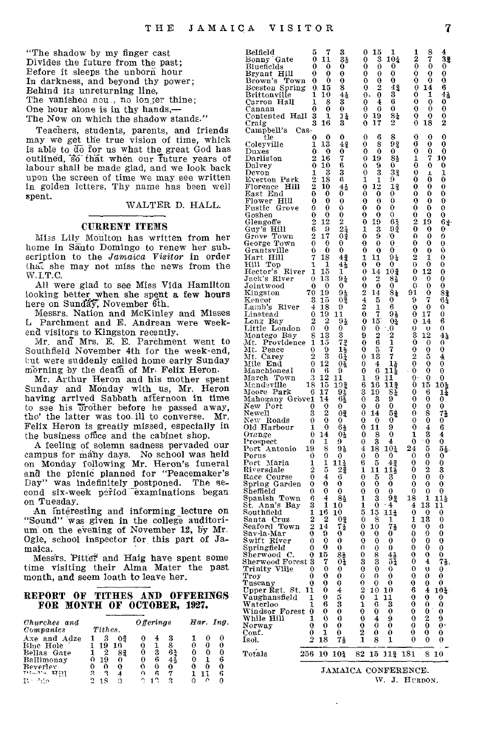"The shadow by my finger cast
Divides the future from the past;
Before it sleeps the unborn hour
In darkness, and beyond thy power;
Behind its unreturning line,
The vanished now., no longer thine;
One hour alone is in thy hands,—
The Now on which the shadow stands."

Teachers, students, parents, and friends may we get the true vision of time, which is able to do for us what the great God has outlined, so that when our future years of labour shall be made glad, and we look back upon the screen of time we may see written in golden letters, Thy name has been well spent.

WALTER D. HALL.

## CURRENT ITEMS

Miss Lily Moulton has written from her home in Santo Domingo to renew her subscription to the *Jamaica Visitor* in order that she may not miss the news from the W.I.T.C.

All were glad to see Miss Vida Hamilton looking better when she spent a few hours here on Sunday, November 6th.

Messrs. Nation and McKinley and Misses L. Parchment and E. Andrean were week-end visitors to Kingston recently.

Mr. and Mrs. E. E. Parchment went to Southfield November 4th for the week-end, but were suddenly called home early Sunday morning by the death of Mr. Felix Heron.

Mr. Arthur Heron and his mother spent Sunday and Monday with us, Mr. Heron having arrived Sabbath afternoon in time to see his brother before he passed away, tho' the latter was too ill to converse. Mr. Felix Heron is greatly missed, especially in the business office and the cabinet shop.

A feeling of solemn sadness pervaded our campus for many days. No school was held on Monday following Mr. Heron's funeral and the picnic planned for "Peacemaker's Day" was indefinitely postponed. The second six-week period examinations began on Tuesday.

An interesting and informing lecture on "Sound" was given in the college auditorium on the evening of November 12, by Mr. Ogle, school inspector for this part of Jamaica.

Messrs. Pitter and Haig have spent some time visiting their Alma Mater the past month, and seem loath to leave her.

## REPORT OF TITHES AND OFFERINGS FOR MONTH OF OCTOBER, 1927.

| *Churches and Companies* | *Tithes.* | | | *Offerings* | | | *Har. Ing.* | | |
|---|---|---|---|---|---|---|---|---|---|
| Axe and Adze | 1 | 3 | 0¾ | 0 | 4 | 3 | 1 | 0 | 0 |
| Blue Hole | 1 | 19 | 10 | 0 | 1 | 8 | 0 | 0 | 0 |
| Bellas Gate | 1 | 2 | 8¾ | 0 | 3 | 6½ | 0 | 0 | 0 |
| Ballimonay | 0 | 19 | 0 | 0 | 6 | 4½ | 0 | 1 | 6 |
| Beverley | 0 | 0 | 0 | 0 | 0 | 0 | 0 | 0 | 0 |
| Bl... Hill | 3 | 3 | 4 | 0 | 6 | 7 | 1 | 11 | 6 |
| B...ie | 2 | 18 | 0 | 0 | 12 | 3 | 0 | 0 | 0 |
| Belfield | 5 | 7 | 3 | 0 | 15 | 1 | 1 | 8 | 4 |
| Bonny Gate | 0 | 11 | 3½ | 0 | 3 | 10½ | 2 | 7 | 3¾ |
| Bluefields | 0 | 0 | 0 | 0 | 0 | 0 | 0 | 0 | 0 |
| Bryant Hill | 0 | 0 | 0 | 0 | 0 | 0 | 0 | 0 | 0 |
| Brown's Town | 0 | 0 | 0 | 0 | 0 | 0 | 0 | 0 | 0 |
| Beeston Spring | 0 | 15 | 8 | 0 | 2 | 4¾ | 0 | 14 | 6 |
| Brittonville | 1 | 10 | 4½ | 0 | 0 | 3 | 0 | 1 | 4½ |
| Carron Hall | 1 | 8 | 3 | 0 | 4 | 6 | 0 | 0 | 0 |
| Canaan | 0 | 0 | 0 | 0 | 0 | 0 | 0 | 0 | 0 |
| Contented Hall | 3 | 1 | 1½ | 0 | 19 | 8½ | 0 | 0 | 0 |
| Craig | 3 | 16 | 3 | 0 | 17 | 2 | 0 | 18 | 2 |
| Campbell's Castle | 0 | 0 | 0 | 0 | 6 | 8 | 0 | 0 | 0 |
| Coleyville | 1 | 13 | 4¾ | 0 | 8 | 9¾ | 0 | 0 | 0 |
| Duxes | 0 | 0 | 0 | 0 | 0 | 0 | 0 | 0 | 0 |
| Darliston | 2 | 16 | 7 | 0 | 19 | 8½ | 1 | 7 | 10 |
| Dalvey | 0 | 10 | 6 | 0 | 9 | 0 | 0 | 0 | 0 |
| Devon | 1 | 3 | 3 | 0 | 3 | 3¾ | 0 | 1 | 1 |
| Everton Park | 2 | 18 | 6 | 1 | 1 | 9 | 0 | 0 | 0 |
| Florence Hill | 2 | 10 | 4½ | 0 | 12 | 1¾ | 0 | 0 | 0 |
| East End | 0 | 0 | 0 | 0 | 0 | 0 | 0 | 0 | 0 |
| Flower Hill | 0 | 0 | 0 | 0 | 0 | 0 | 0 | 0 | 0 |
| Fustic Grove | 0 | 0 | 0 | 0 | 0 | 0 | 0 | 0 | 0 |
| Goshen | 0 | 0 | 0 | 0 | 0 | 0 | 0 | 0 | 0 |
| Glengoffe | 2 | 12 | 2 | 0 | 19 | 6½ | 2 | 19 | 6½ |
| Guy's Hill | 6 | 9 | 2¼ | 1 | 3 | 9¾ | 0 | 0 | 0 |
| Grove Town | 2 | 17 | 0¾ | 0 | 9 | 0 | 0 | 0 | 0 |
| George Town | 0 | 0 | 0 | 0 | 0 | 0 | 0 | 0 | 0 |
| Grantsville | 0 | 0 | 0 | 0 | 0 | 0 | 0 | 0 | 0 |
| Hart Hill | 7 | 18 | 4¾ | 1 | 11 | 9½ | 2 | 1 | 0 |
| Hill Top | 1 | 1 | 4½ | 0 | 0 | 0 | 0 | 0 | 0 |
| Hector's River | 1 | 15 | 1 | 0 | 14 | 10¾ | 0 | 12 | 0 |
| Jack's River | 0 | 13 | 9½ | 0 | 2 | 8½ | 0 | 0 | 0 |
| Jointwood | 0 | 0 | 0 | 0 | 0 | 0 | 0 | 0 | 0 |
| Kingston | 70 | 19 | 9½ | 2 | 14 | 8¼ | 91 | 0 | 8¾ |
| Kencot | 3 | 15 | 0¾ | 4 | 5 | 0 | 9 | 7 | 6¼ |
| Lamb's River | 4 | 18 | 9 | 2 | 1 | 6 | 0 | 0 | 0 |
| Linstead | 0 | 19 | 11 | 0 | 7 | 9½ | 0 | 17 | 0 |
| Long Bay | 2 | 2 | 9½ | 0 | 15 | 0¼ | 0 | 14 | 6 |
| Little London | 0 | 0 | 0 | 0 | 0 | 0 | 0 | 0 | 0 |
| Montego Bay | 8 | 13 | 3 | 9 | 2 | 2 | 3 | 12 | 4½ |
| Mt. Providence | 1 | 15 | 7¾ | 0 | 6 | 1 | 0 | 0 | 0 |
| Mt. Peace | 0 | 9 | 1½ | 0 | 5 | 7 | 0 | 0 | 0 |
| Mt. Carey | 2 | 3 | 6¼ | 0 | 13 | 7 | 2 | 5 | 4 |
| Mile End | 0 | 12 | 0½ | 0 | 4 | 1½ | 0 | 0 | 0 |
| Manchioneal | 0 | 6 | 9 | 0 | 6 | 11½ | 0 | 0 | 0 |
| March Town | 3 | 12 | 11 | 1 | 9 | 11 | 0 | 0 | 0 |
| Mandeville | 18 | 15 | 10¾ | 6 | 16 | 11¾ | 0 | 15 | 10½ |
| Moore Park | 6 | 17 | 9½ | 3 | 19 | 8¼ | 0 | 6 | 1¼ |
| Mahogany Grove | 1 | 14 | 6½ | 0 | 3 | 9 | 0 | 0 | 0 |
| New Port | 0 | 0 | 0 | 0 | 0 | 0 | 0 | 0 | 0 |
| Newell | 3 | 2 | 0¾ | 0 | 14 | 5¾ | 0 | 8 | 7½ |
| New Roads | 0 | 0 | 0 | 0 | 0 | 0 | 0 | 0 | 0 |
| Old Harbour | 1 | 0 | 6½ | 0 | 11 | 9 | 0 | 4 | 6 |
| Orange | 0 | 14 | 0½ | 0 | 8 | 0 | 1 | 3 | 4 |
| Prospect | 0 | 1 | 9 | 0 | 3 | 4 | 0 | 0 | 0 |
| Port Antonio | 19 | 8 | 9½ | 4 | 18 | 10½ | 24 | 5 | 5½ |
| Porus | 0 | 0 | 0 | 0 | 0 | 0 | 0 | 0 | 0 |
| Port Maria | 1 | 1 | 11½ | 6 | 5 | 4¾ | 0 | 0 | 0 |
| Riversdale | 2 | 5 | 2¾ | 1 | 11 | 11½ | 0 | 2 | 3 |
| Race Course | 0 | 4 | 6 | 0 | 5 | 3 | 0 | 0 | 0 |
| Spring Garden | 0 | 0 | 0 | 0 | 0 | 0 | 0 | 0 | 0 |
| Sheffield | 0 | 0 | 0 | 0 | 0 | 0 | 0 | 0 | 0 |
| Spanish Town | 6 | 4 | 8½ | 1 | 3 | 9¾ | 18 | 1 | 11½ |
| St. Ann's Bay | 3 | 1 | 10 | 1 | 0 | 4 | 4 | 13 | 11 |
| Southfield | 1 | 16 | 10 | 5 | 15 | 11½ | 0 | 0 | 0 |
| Santa Cruz | 2 | 2 | 0¾ | 0 | 8 | 1 | 1 | 18 | 0 |
| Seaford Town | 2 | 14 | 7½ | 0 | 10 | 7½ | 0 | 0 | 0 |
| Sav-la-Mar | 0 | 9 | 0 | 0 | 0 | 0 | 0 | 0 | 0 |
| Swift River | 0 | 0 | 0 | 0 | 0 | 0 | 0 | 0 | 0 |
| Springfield | 0 | 0 | 0 | 0 | 0 | 0 | 0 | 0 | 0 |
| Sherwood C. | 0 | 15 | 8½ | 0 | 8 | 4½ | 0 | 0 | 0 |
| Sherwood Forest | 3 | 7 | 0¼ | 3 | 3 | 5¼ | 0 | 4 | 7½ |
| Trinity Ville | 0 | 0 | 0 | 0 | 0 | 0 | 0 | 0 | 0 |
| Troy | 0 | 0 | 0 | 0 | 0 | 0 | 0 | 0 | 0 |
| Tuscany | 0 | 0 | 0 | 0 | 0 | 0 | 0 | 0 | 0 |
| Upper Rgt. St. | 11 | 0 | 4 | 2 | 10 | 10 | 6 | 4 | 10½ |
| Vaughansfield | 1 | 0 | 5 | 0 | 1 | 11 | 0 | 0 | 0 |
| Waterloo | 1 | 6 | 3 | 1 | 6 | 3 | 0 | 0 | 0 |
| Windsor Forest | 0 | 0 | 0 | 0 | 0 | 0 | 0 | 0 | 0 |
| White Hill | 1 | 0 | 0 | 0 | 4 | 9 | 0 | 2 | 9 |
| Norway | 0 | 0 | 0 | 0 | 0 | 0 | 0 | 0 | 0 |
| Conf. | 0 | 1 | 0 | 2 | 0 | 0 | 0 | 0 | 0 |
| Isol. | 2 | 18 | 7½ | 1 | 8 | 1 | 0 | 0 | 0 |
| Totals | 256 | 10 | 10½ | 82 | 15 | 11¾ | 181 | 8 | 10 |

JAMAICA CONFERENCE.
W. J. HURDON.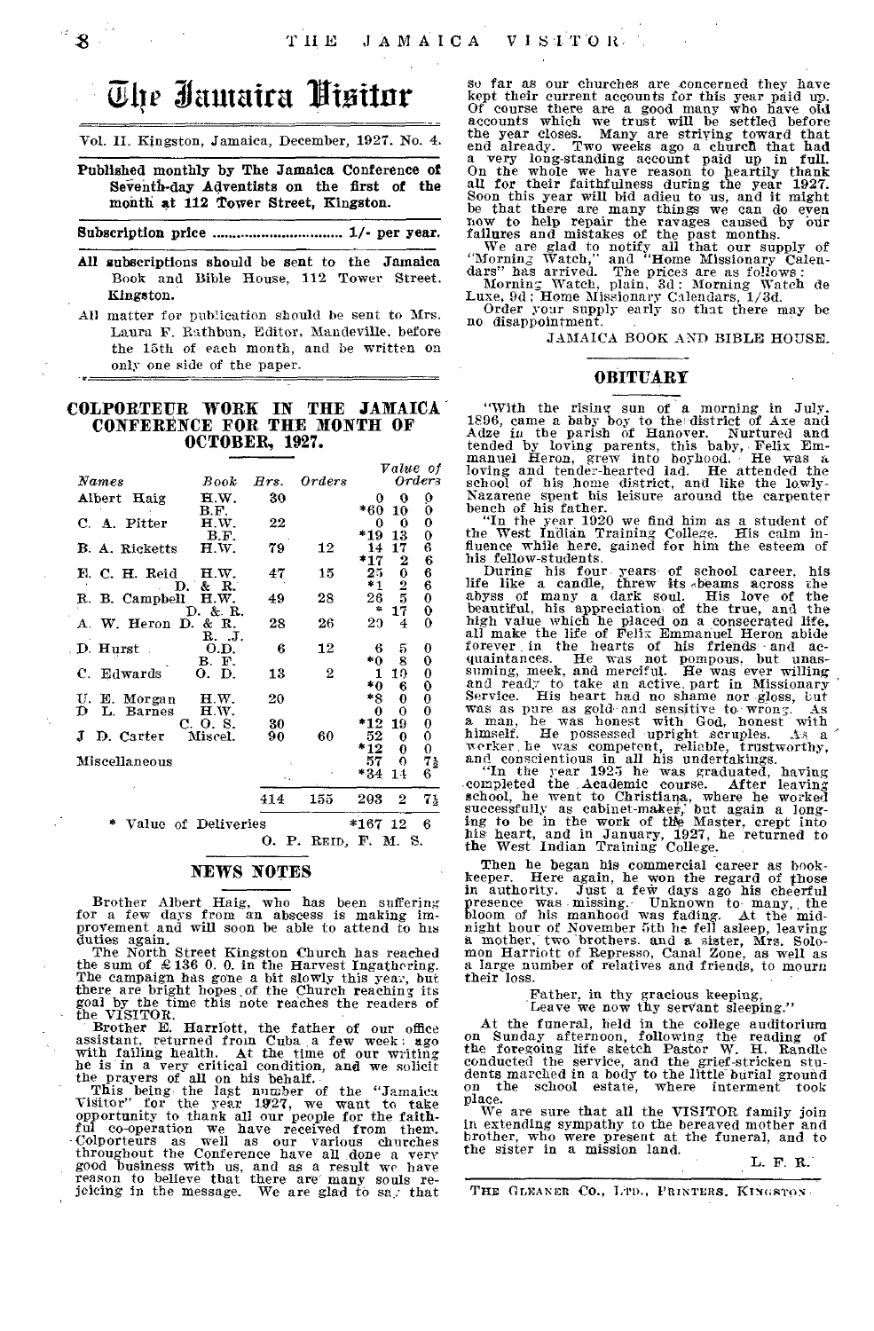# The Jamaica Visitor

Vol. II. Kingston, Jamaica, December, 1927. No. 4.

**Published monthly by The Jamaica Conference of Seventh-day Adventists on the first of the month at 112 Tower Street, Kingston.**

**Subscription price ................................ 1/- per year.**

**All subscriptions should be sent to the Jamaica** Book and Bible House, 112 Tower Street, Kingston.

All matter for publication should be sent to Mrs. Laura F. Rathbun, Editor, Mandeville, before the 15th of each month, and be written on only one side of the paper.

## COLPORTEUR WORK IN THE JAMAICA CONFERENCE FOR THE MONTH OF OCTOBER, 1927.

| *Names* | *Book* | *Hrs.* | *Orders* | *Value of Orders* | | |
|---|---|---|---|---|---|---|
| Albert Haig | H.W. | 30 | | 0 | 0 | 0 |
| | B.F. | | | *60 | 10 | 0 |
| C. A. Pitter | H.W. | 22 | | 0 | 0 | 0 |
| | B.F. | | | *19 | 13 | 0 |
| B. A. Ricketts | H.W. | 79 | 12 | 14 | 17 | 6 |
| | | | | *17 | 2 | 6 |
| E. C. H. Reid | H.W. | 47 | 15 | 25 | 0 | 6 |
| | D. & R. | | | *1 | 2 | 6 |
| R. B. Campbell | H.W. | 49 | 28 | 26 | 5 | 0 |
| | D. & R. | | | * | 17 | 0 |
| A. W. Heron | D. & R. | 28 | 26 | 20 | 4 | 0 |
| | R. J. | | | | | |
| D. Hurst | O.D. | 6 | 12 | 6 | 5 | 0 |
| | B. F. | | | *0 | 8 | 0 |
| C. Edwards | O. D. | 13 | 2 | 1 | 19 | 0 |
| | | | | *0 | 6 | 0 |
| U. E. Morgan | H.W. | 20 | | *8 | 0 | 0 |
| D L. Barnes | H.W. | | | 0 | 0 | 0 |
| | C. O. S. | 30 | | *12 | 19 | 0 |
| J D. Carter | Miscel. | 90 | 60 | 52 | 0 | 0 |
| | | | | *12 | 0 | 0 |
| Miscellaneous | | | | 57 | 0 | 7½ |
| | | | | *34 | 14 | 6 |
| | | 414 | 155 | 203 | 2 | 7½ |

\* Value of Deliveries *167 12 6

O. P. Reid, F. M. S.

## NEWS NOTES

Brother Albert Haig, who has been suffering for a few days from an abscess is making improvement and will soon be able to attend to his duties again.

The North Street Kingston Church has reached the sum of £136 0. 0. in the Harvest Ingathering. The campaign has gone a bit slowly this year, but there are bright hopes of the Church reaching its goal by the time this note reaches the readers of the VISITOR.

Brother E. Harriott, the father of our office assistant, returned from Cuba a few weeks ago with failing health. At the time of our writing he is in a very critical condition, and we solicit the prayers of all on his behalf.

This being the last number of the "Jamaica Visitor" for the year 1927, we want to take opportunity to thank all our people for the faithful co-operation we have received from them. Colporteurs as well as our various churches throughout the Conference have all done a very good business with us, and as a result we have reason to believe that there are many souls rejoicing in the message. We are glad to say that so far as our churches are concerned they have kept their current accounts for this year paid up. Of course there are a good many who have old accounts which we trust will be settled before the year closes. Many are striving toward that end already. Two weeks ago a church that had a very long-standing account paid up in full. On the whole we have reason to heartily thank all for their faithfulness during the year 1927. Soon this year will bid adieu to us, and it might be that there are many things we can do even now to help repair the ravages caused by our failures and mistakes of the past months.

We are glad to notify all that our supply of "Morning Watch," and "Home Missionary Calendars" has arrived. The prices are as follows: Morning Watch, plain, 3d; Morning Watch de Luxe, 9d; Home Missionary Calendars, 1/3d.

Order your supply early so that there may be no disappointment.

JAMAICA BOOK AND BIBLE HOUSE.

## OBITUARY

"With the rising sun of a morning in July, 1896, came a baby boy to the district of Axe and Adze in the parish of Hanover. Nurtured and tended by loving parents, this baby, Felix Emmanuel Heron, grew into boyhood. He was a loving and tender-hearted lad. He attended the school of his home district, and like the lowly Nazarene spent his leisure around the carpenter bench of his father.

"In the year 1920 we find him as a student of the West Indian Training College. His calm influence while here, gained for him the esteem of his fellow-students.

During his four years of school career, his life like a candle, threw its beams across the abyss of many a dark soul. His love of the beautiful, his appreciation of the true, and the high value which he placed on a consecrated life, all make the life of Felix Emmanuel Heron abide forever in the hearts of his friends and acquaintances. He was not pompous, but unassuming, meek, and merciful. He was ever willing and ready to take an active part in Missionary Service. His heart had no shame nor gloss, but was as pure as gold and sensitive to wrong. As a man, he was honest with God, honest with himself. He possessed upright scruples. As a worker, he was competent, reliable, trustworthy, and conscientious in all his undertakings.

"In the year 1925 he was graduated, having completed the Academic course. After leaving school, he went to Christiana, where he worked successfully as cabinet-maker, but again a longing to be in the work of the Master, crept into his heart, and in January, 1927, he returned to the West Indian Training College.

Then he began his commercial career as bookkeeper. Here again, he won the regard of those in authority. Just a few days ago his cheerful presence was missing. Unknown to many, the bloom of his manhood was fading. At the midnight hour of November 5th he fell asleep, leaving a mother, two brothers, and a sister, Mrs. Solomon Harriott of Represso, Canal Zone, as well as a large number of relatives and friends, to mourn their loss.

Father, in thy gracious keeping,
Leave we now thy servant sleeping."

At the funeral, held in the college auditorium on Sunday afternoon, following the reading of the foregoing life sketch Pastor W. H. Randle conducted the service, and the grief-stricken students marched in a body to the little burial ground on the school estate, where interment took place.

We are sure that all the VISITOR family join in extending sympathy to the bereaved mother and brother, who were present at the funeral, and to the sister in a mission land.

L. F. R.

THE GLEANER CO., LTD., PRINTERS, KINGSTON.